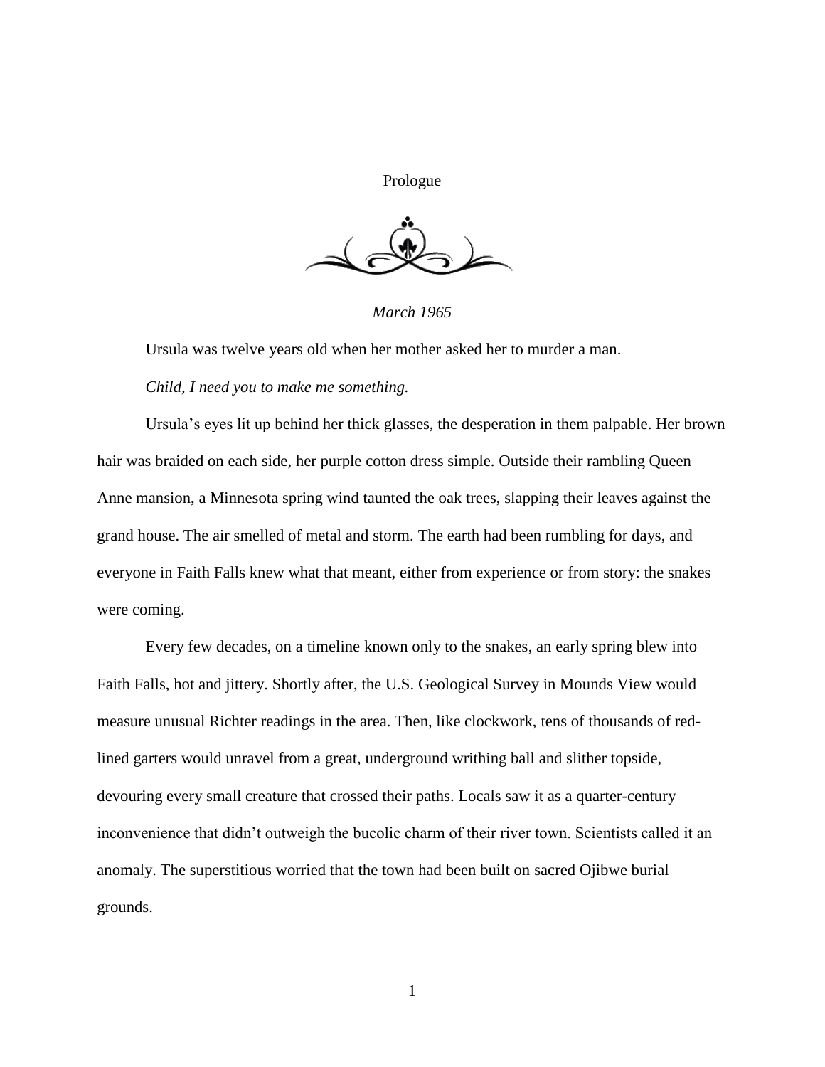# Prologue

*March 1965*

Ursula was twelve years old when her mother asked her to murder a man.

*Child, I need you to make me something.*

Ursula's eyes lit up behind her thick glasses, the desperation in them palpable. Her brown hair was braided on each side, her purple cotton dress simple. Outside their rambling Queen Anne mansion, a Minnesota spring wind taunted the oak trees, slapping their leaves against the grand house. The air smelled of metal and storm. The earth had been rumbling for days, and everyone in Faith Falls knew what that meant, either from experience or from story: the snakes were coming.

Every few decades, on a timeline known only to the snakes, an early spring blew into Faith Falls, hot and jittery. Shortly after, the U.S. Geological Survey in Mounds View would measure unusual Richter readings in the area. Then, like clockwork, tens of thousands of red-lined garters would unravel from a great, underground writhing ball and slither topside, devouring every small creature that crossed their paths. Locals saw it as a quarter-century inconvenience that didn't outweigh the bucolic charm of their river town. Scientists called it an anomaly. The superstitious worried that the town had been built on sacred Ojibwe burial grounds.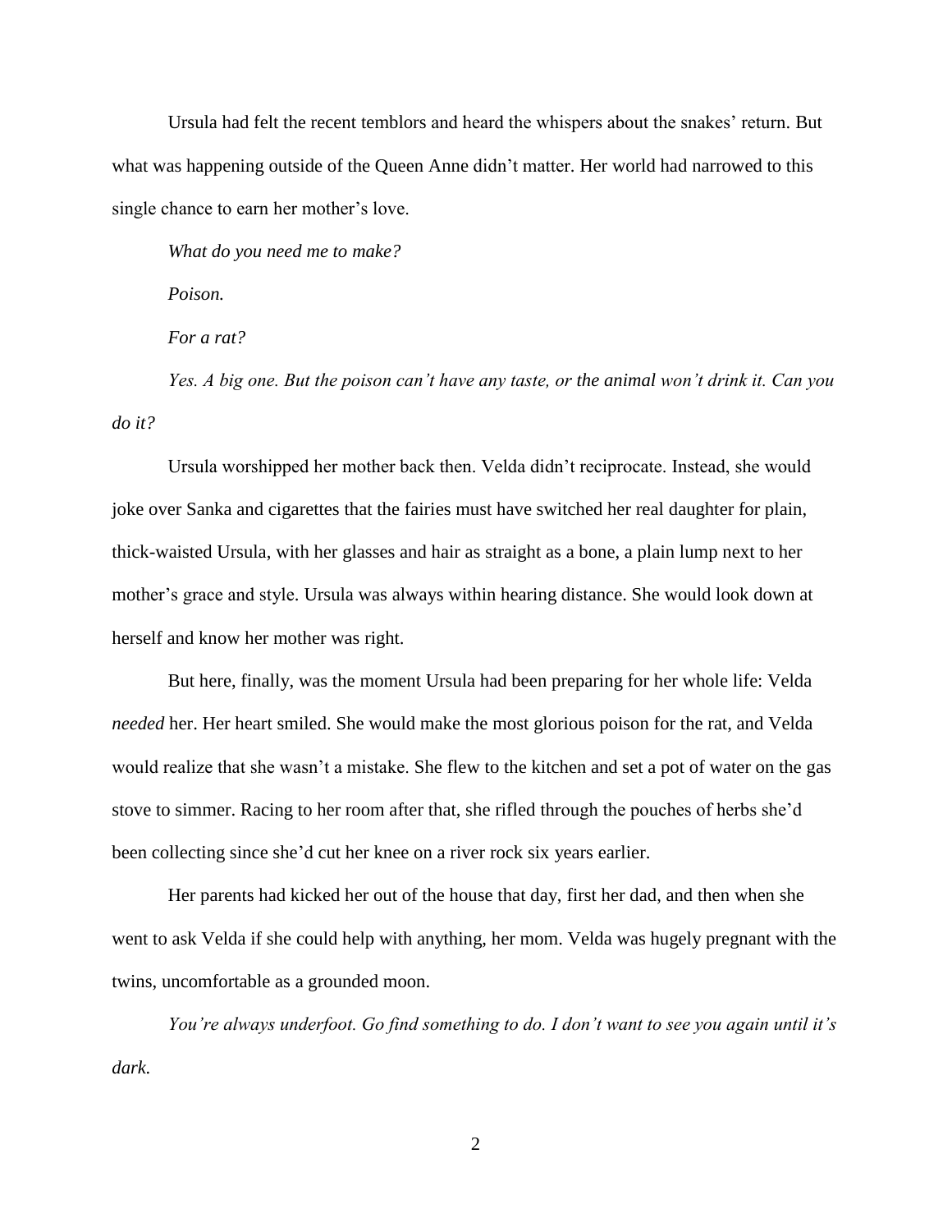Ursula had felt the recent temblors and heard the whispers about the snakes' return. But what was happening outside of the Queen Anne didn't matter. Her world had narrowed to this single chance to earn her mother's love.

*What do you need me to make?*

*Poison.*

*For a rat?*

*Yes. A big one. But the poison can't have any taste, or the animal won't drink it. Can you do it?*

Ursula worshipped her mother back then. Velda didn't reciprocate. Instead, she would joke over Sanka and cigarettes that the fairies must have switched her real daughter for plain, thick-waisted Ursula, with her glasses and hair as straight as a bone, a plain lump next to her mother's grace and style. Ursula was always within hearing distance. She would look down at herself and know her mother was right.

But here, finally, was the moment Ursula had been preparing for her whole life: Velda *needed* her. Her heart smiled. She would make the most glorious poison for the rat, and Velda would realize that she wasn't a mistake. She flew to the kitchen and set a pot of water on the gas stove to simmer. Racing to her room after that, she rifled through the pouches of herbs she'd been collecting since she'd cut her knee on a river rock six years earlier.

Her parents had kicked her out of the house that day, first her dad, and then when she went to ask Velda if she could help with anything, her mom. Velda was hugely pregnant with the twins, uncomfortable as a grounded moon.

*You're always underfoot. Go find something to do. I don't want to see you again until it's dark.*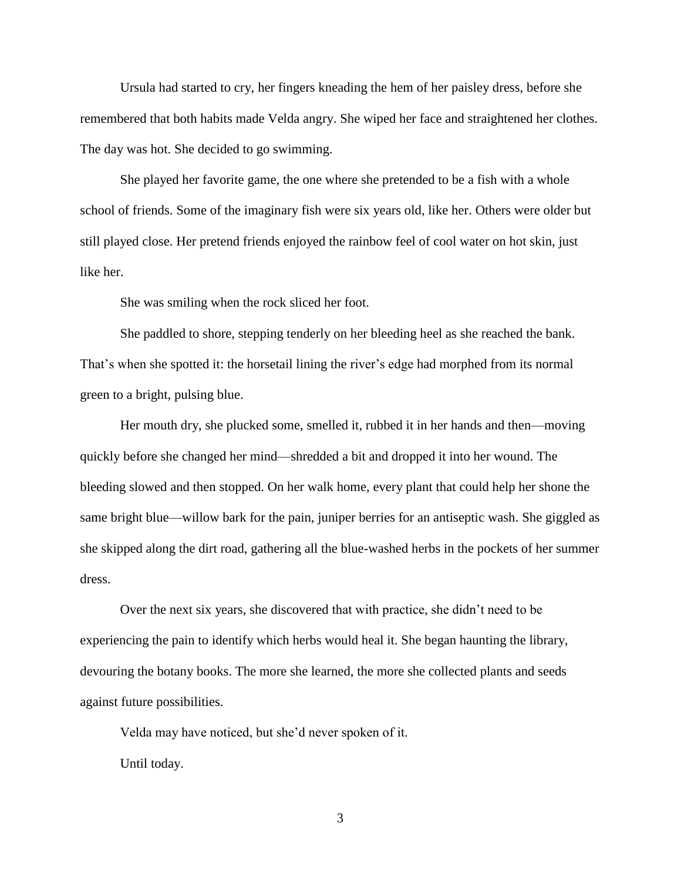Ursula had started to cry, her fingers kneading the hem of her paisley dress, before she remembered that both habits made Velda angry. She wiped her face and straightened her clothes. The day was hot. She decided to go swimming.

She played her favorite game, the one where she pretended to be a fish with a whole school of friends. Some of the imaginary fish were six years old, like her. Others were older but still played close. Her pretend friends enjoyed the rainbow feel of cool water on hot skin, just like her.

She was smiling when the rock sliced her foot.

She paddled to shore, stepping tenderly on her bleeding heel as she reached the bank. That's when she spotted it: the horsetail lining the river's edge had morphed from its normal green to a bright, pulsing blue.

Her mouth dry, she plucked some, smelled it, rubbed it in her hands and then—moving quickly before she changed her mind—shredded a bit and dropped it into her wound. The bleeding slowed and then stopped. On her walk home, every plant that could help her shone the same bright blue—willow bark for the pain, juniper berries for an antiseptic wash. She giggled as she skipped along the dirt road, gathering all the blue-washed herbs in the pockets of her summer dress.

Over the next six years, she discovered that with practice, she didn't need to be experiencing the pain to identify which herbs would heal it. She began haunting the library, devouring the botany books. The more she learned, the more she collected plants and seeds against future possibilities.

Velda may have noticed, but she'd never spoken of it.

Until today.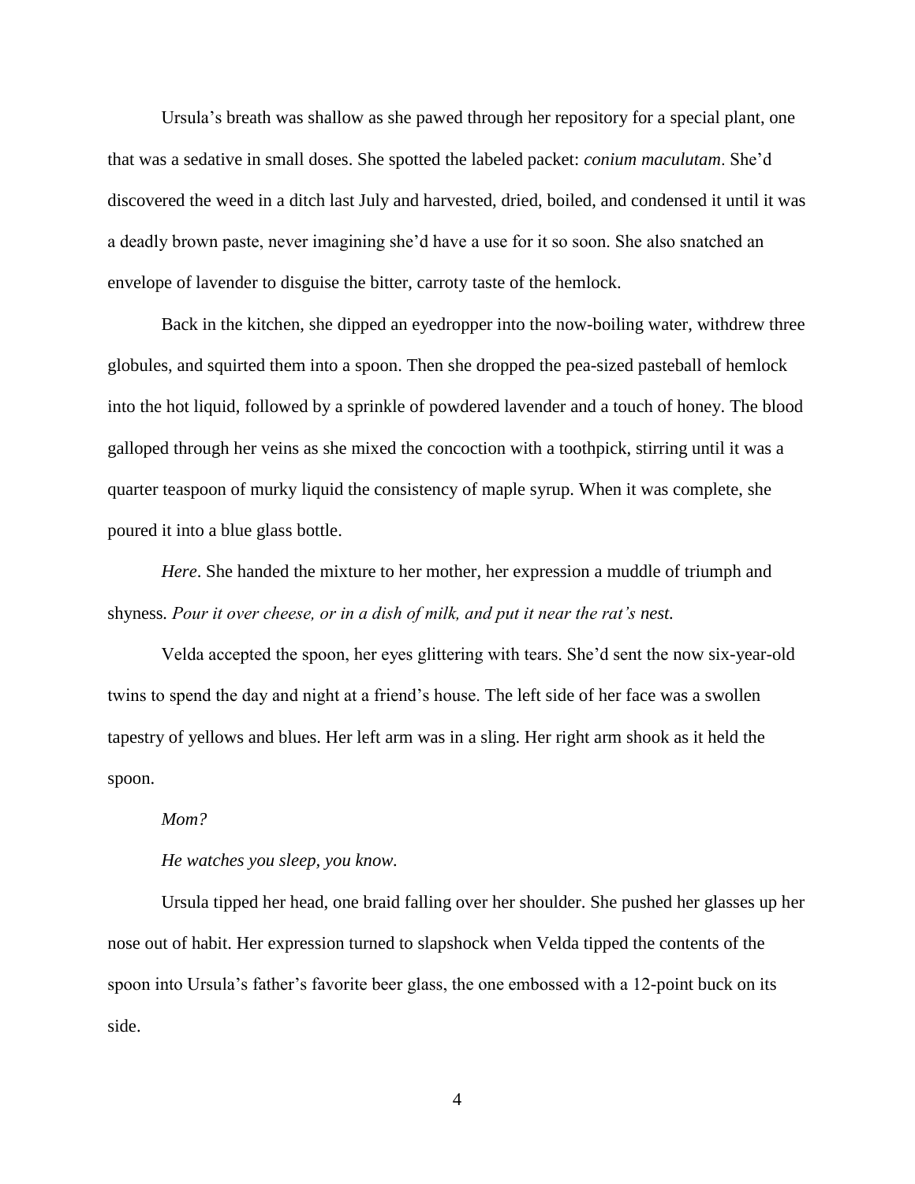Ursula's breath was shallow as she pawed through her repository for a special plant, one that was a sedative in small doses. She spotted the labeled packet: *conium maculutam*. She'd discovered the weed in a ditch last July and harvested, dried, boiled, and condensed it until it was a deadly brown paste, never imagining she'd have a use for it so soon. She also snatched an envelope of lavender to disguise the bitter, carroty taste of the hemlock.

Back in the kitchen, she dipped an eyedropper into the now-boiling water, withdrew three globules, and squirted them into a spoon. Then she dropped the pea-sized pasteball of hemlock into the hot liquid, followed by a sprinkle of powdered lavender and a touch of honey. The blood galloped through her veins as she mixed the concoction with a toothpick, stirring until it was a quarter teaspoon of murky liquid the consistency of maple syrup. When it was complete, she poured it into a blue glass bottle.

*Here*. She handed the mixture to her mother, her expression a muddle of triumph and shyness. *Pour it over cheese, or in a dish of milk, and put it near the rat's nest.*

Velda accepted the spoon, her eyes glittering with tears. She'd sent the now six-year-old twins to spend the day and night at a friend's house. The left side of her face was a swollen tapestry of yellows and blues. Her left arm was in a sling. Her right arm shook as it held the spoon.

*Mom?*

*He watches you sleep, you know.*

Ursula tipped her head, one braid falling over her shoulder. She pushed her glasses up her nose out of habit. Her expression turned to slapshock when Velda tipped the contents of the spoon into Ursula's father's favorite beer glass, the one embossed with a 12-point buck on its side.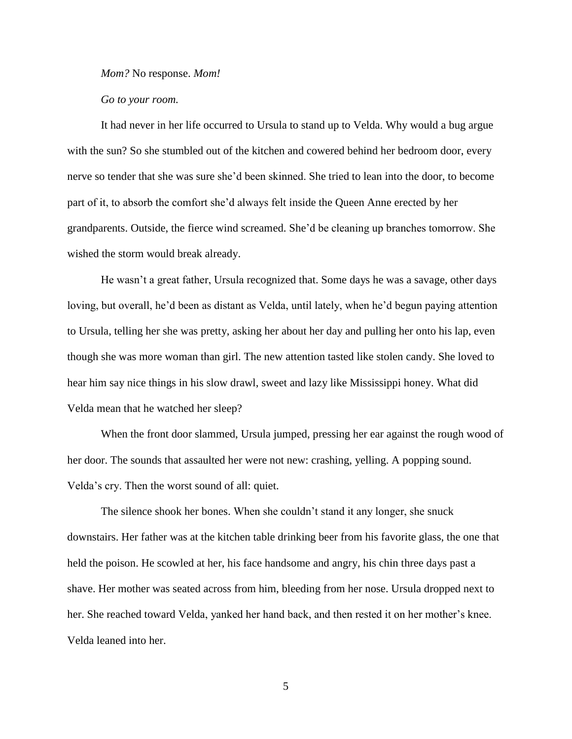*Mom?* No response. *Mom!*

*Go to your room.*

It had never in her life occurred to Ursula to stand up to Velda. Why would a bug argue with the sun? So she stumbled out of the kitchen and cowered behind her bedroom door, every nerve so tender that she was sure she'd been skinned. She tried to lean into the door, to become part of it, to absorb the comfort she'd always felt inside the Queen Anne erected by her grandparents. Outside, the fierce wind screamed. She'd be cleaning up branches tomorrow. She wished the storm would break already.

He wasn't a great father, Ursula recognized that. Some days he was a savage, other days loving, but overall, he'd been as distant as Velda, until lately, when he'd begun paying attention to Ursula, telling her she was pretty, asking her about her day and pulling her onto his lap, even though she was more woman than girl. The new attention tasted like stolen candy. She loved to hear him say nice things in his slow drawl, sweet and lazy like Mississippi honey. What did Velda mean that he watched her sleep?

When the front door slammed, Ursula jumped, pressing her ear against the rough wood of her door. The sounds that assaulted her were not new: crashing, yelling. A popping sound. Velda's cry. Then the worst sound of all: quiet.

The silence shook her bones. When she couldn't stand it any longer, she snuck downstairs. Her father was at the kitchen table drinking beer from his favorite glass, the one that held the poison. He scowled at her, his face handsome and angry, his chin three days past a shave. Her mother was seated across from him, bleeding from her nose. Ursula dropped next to her. She reached toward Velda, yanked her hand back, and then rested it on her mother's knee. Velda leaned into her.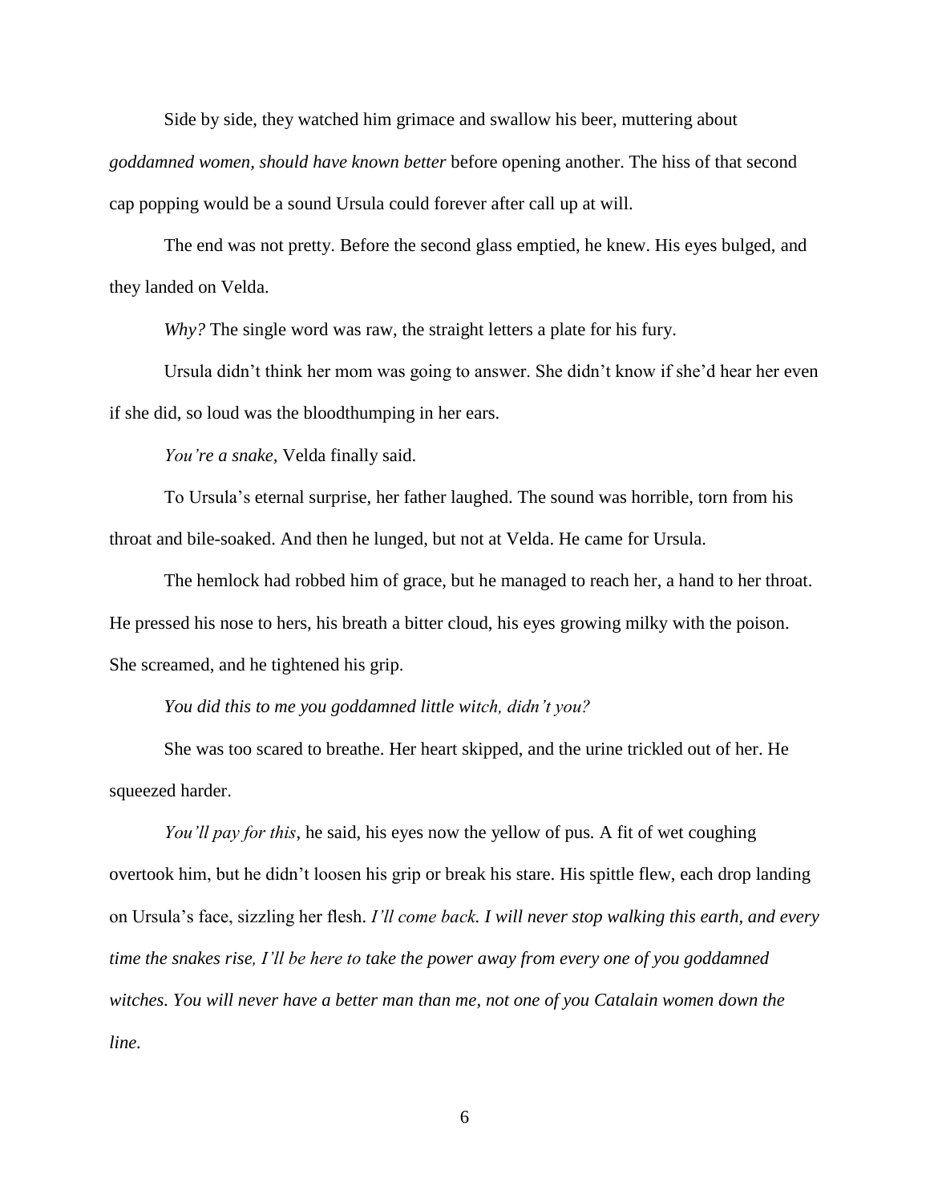Side by side, they watched him grimace and swallow his beer, muttering about *goddamned women, should have known better* before opening another. The hiss of that second cap popping would be a sound Ursula could forever after call up at will.

The end was not pretty. Before the second glass emptied, he knew. His eyes bulged, and they landed on Velda.

*Why?* The single word was raw, the straight letters a plate for his fury.

Ursula didn't think her mom was going to answer. She didn't know if she'd hear her even if she did, so loud was the bloodthumping in her ears.

*You're a snake,* Velda finally said.

To Ursula's eternal surprise, her father laughed. The sound was horrible, torn from his throat and bile-soaked. And then he lunged, but not at Velda. He came for Ursula.

The hemlock had robbed him of grace, but he managed to reach her, a hand to her throat. He pressed his nose to hers, his breath a bitter cloud, his eyes growing milky with the poison. She screamed, and he tightened his grip.

*You did this to me you goddamned little witch, didn't you?*

She was too scared to breathe. Her heart skipped, and the urine trickled out of her. He squeezed harder.

*You'll pay for this*, he said, his eyes now the yellow of pus. A fit of wet coughing overtook him, but he didn't loosen his grip or break his stare. His spittle flew, each drop landing on Ursula's face, sizzling her flesh. *I'll come back. I will never stop walking this earth, and every time the snakes rise, I'll be here to take the power away from every one of you goddamned witches. You will never have a better man than me, not one of you Catalain women down the line.*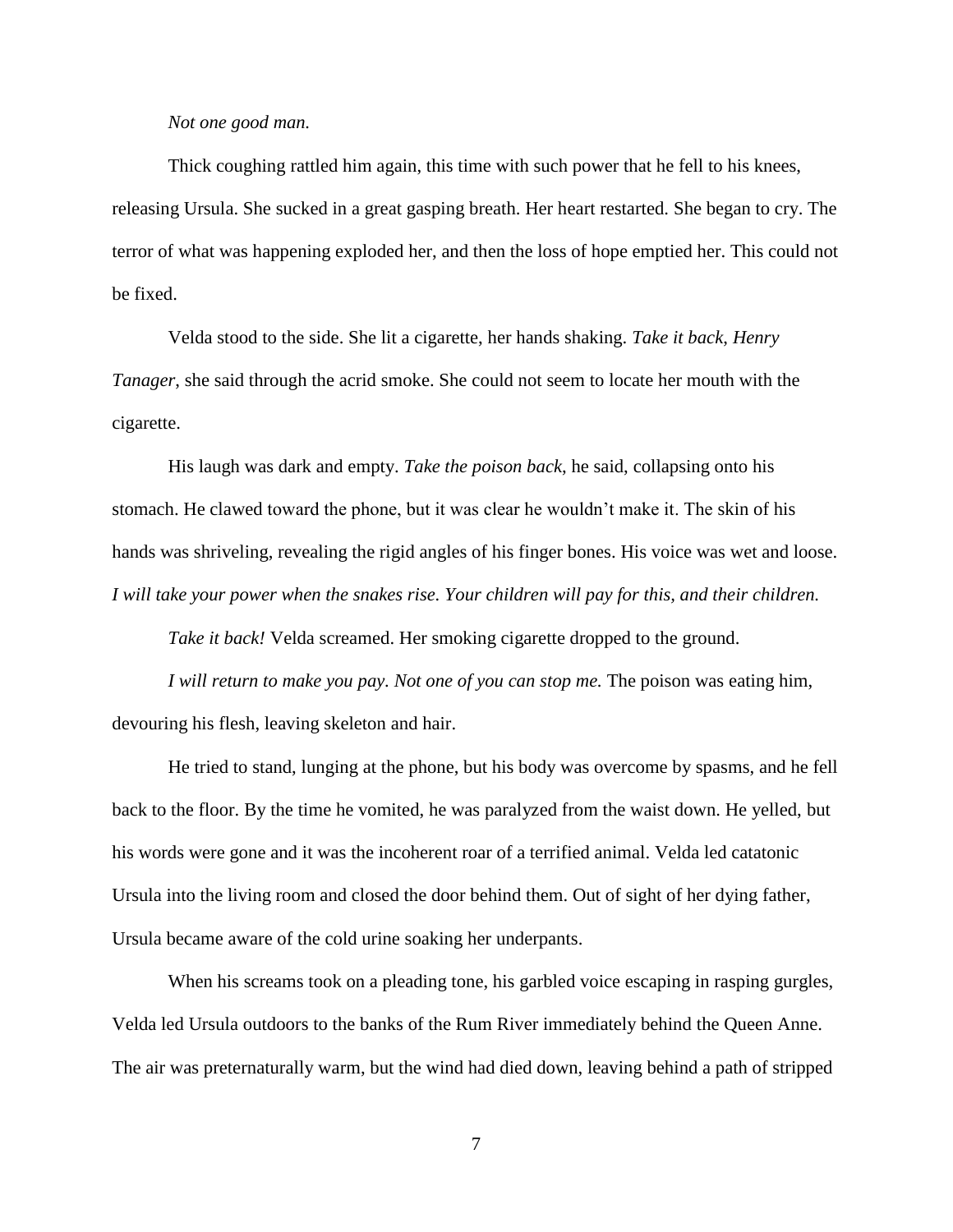*Not one good man.*

Thick coughing rattled him again, this time with such power that he fell to his knees, releasing Ursula. She sucked in a great gasping breath. Her heart restarted. She began to cry. The terror of what was happening exploded her, and then the loss of hope emptied her. This could not be fixed.

Velda stood to the side. She lit a cigarette, her hands shaking. *Take it back, Henry Tanager*, she said through the acrid smoke. She could not seem to locate her mouth with the cigarette.

His laugh was dark and empty. *Take the poison back*, he said, collapsing onto his stomach. He clawed toward the phone, but it was clear he wouldn't make it. The skin of his hands was shriveling, revealing the rigid angles of his finger bones. His voice was wet and loose. *I will take your power when the snakes rise. Your children will pay for this, and their children.*

*Take it back!* Velda screamed. Her smoking cigarette dropped to the ground.

*I will return to make you pay. Not one of you can stop me.* The poison was eating him, devouring his flesh, leaving skeleton and hair.

He tried to stand, lunging at the phone, but his body was overcome by spasms, and he fell back to the floor. By the time he vomited, he was paralyzed from the waist down. He yelled, but his words were gone and it was the incoherent roar of a terrified animal. Velda led catatonic Ursula into the living room and closed the door behind them. Out of sight of her dying father, Ursula became aware of the cold urine soaking her underpants.

When his screams took on a pleading tone, his garbled voice escaping in rasping gurgles, Velda led Ursula outdoors to the banks of the Rum River immediately behind the Queen Anne. The air was preternaturally warm, but the wind had died down, leaving behind a path of stripped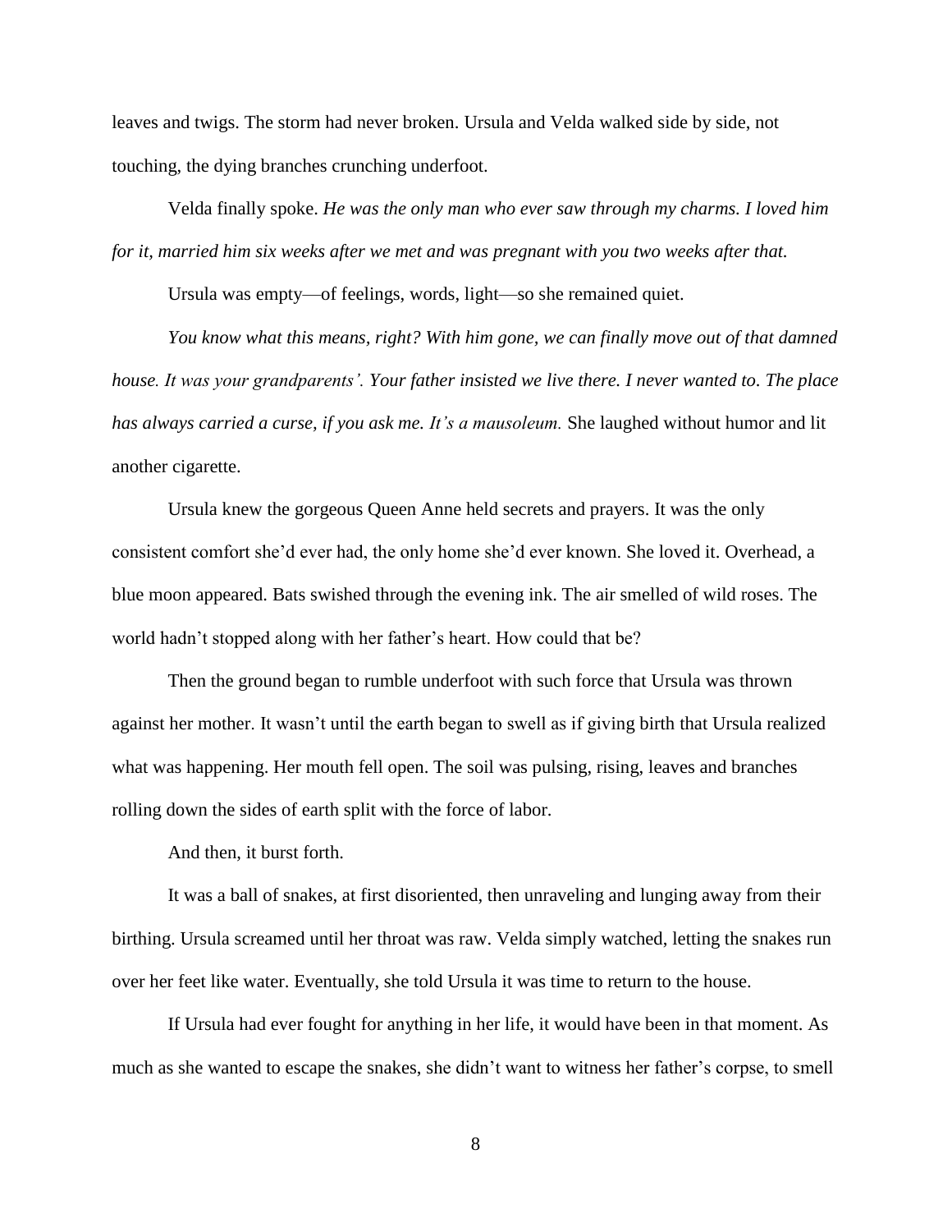leaves and twigs. The storm had never broken. Ursula and Velda walked side by side, not touching, the dying branches crunching underfoot.

Velda finally spoke. *He was the only man who ever saw through my charms. I loved him for it, married him six weeks after we met and was pregnant with you two weeks after that.*

Ursula was empty—of feelings, words, light—so she remained quiet.

*You know what this means, right? With him gone, we can finally move out of that damned house. It was your grandparents'. Your father insisted we live there. I never wanted to. The place has always carried a curse, if you ask me. It's a mausoleum.* She laughed without humor and lit another cigarette.

Ursula knew the gorgeous Queen Anne held secrets and prayers. It was the only consistent comfort she'd ever had, the only home she'd ever known. She loved it. Overhead, a blue moon appeared. Bats swished through the evening ink. The air smelled of wild roses. The world hadn't stopped along with her father's heart. How could that be?

Then the ground began to rumble underfoot with such force that Ursula was thrown against her mother. It wasn't until the earth began to swell as if giving birth that Ursula realized what was happening. Her mouth fell open. The soil was pulsing, rising, leaves and branches rolling down the sides of earth split with the force of labor.

And then, it burst forth.

It was a ball of snakes, at first disoriented, then unraveling and lunging away from their birthing. Ursula screamed until her throat was raw. Velda simply watched, letting the snakes run over her feet like water. Eventually, she told Ursula it was time to return to the house.

If Ursula had ever fought for anything in her life, it would have been in that moment. As much as she wanted to escape the snakes, she didn't want to witness her father's corpse, to smell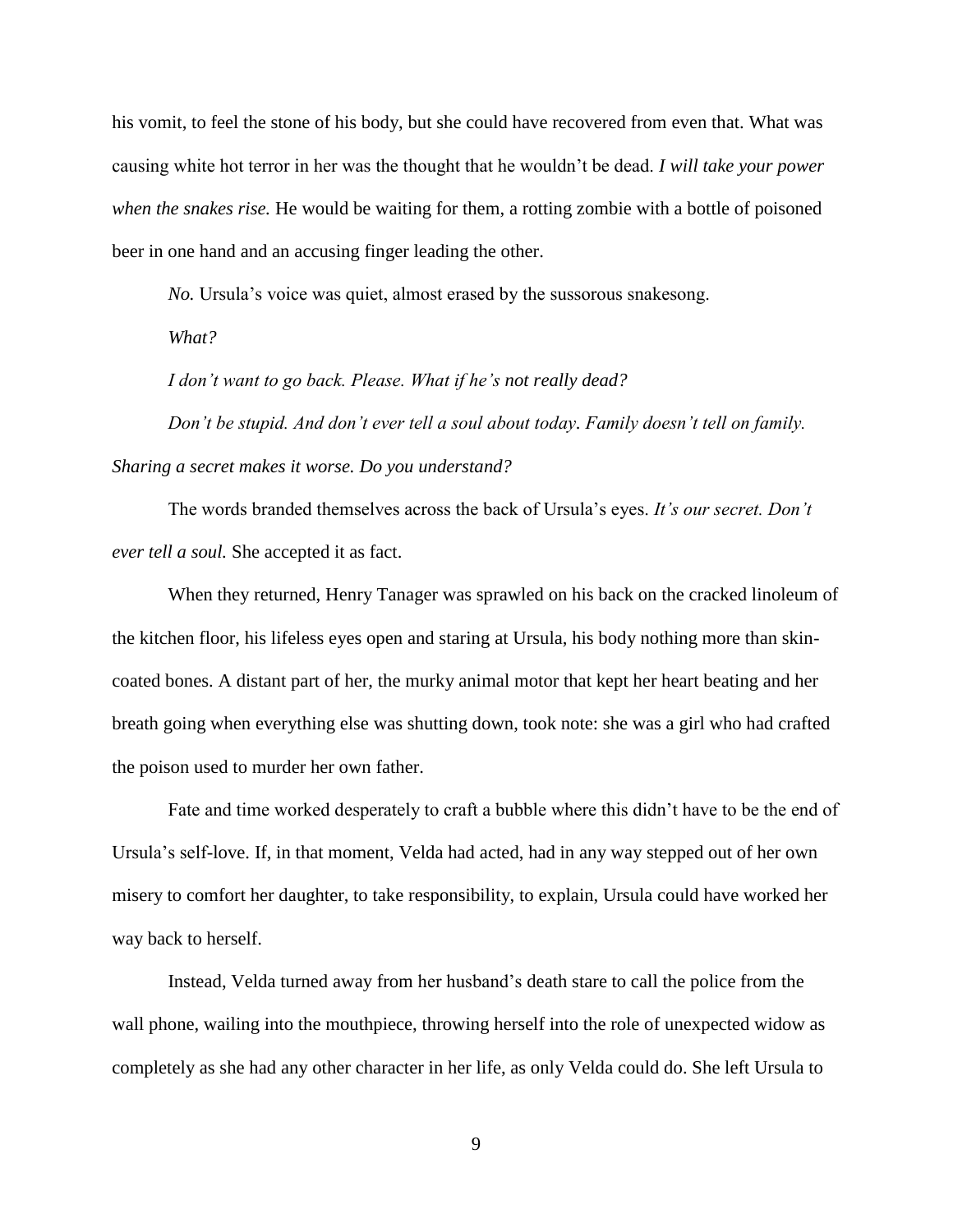his vomit, to feel the stone of his body, but she could have recovered from even that. What was causing white hot terror in her was the thought that he wouldn't be dead. *I will take your power when the snakes rise.* He would be waiting for them, a rotting zombie with a bottle of poisoned beer in one hand and an accusing finger leading the other.

*No.* Ursula's voice was quiet, almost erased by the sussorous snakesong.

*What?*

*I don't want to go back. Please. What if he's not really dead?*

*Don't be stupid. And don't ever tell a soul about today. Family doesn't tell on family. Sharing a secret makes it worse. Do you understand?*

The words branded themselves across the back of Ursula's eyes. *It's our secret. Don't ever tell a soul.* She accepted it as fact.

When they returned, Henry Tanager was sprawled on his back on the cracked linoleum of the kitchen floor, his lifeless eyes open and staring at Ursula, his body nothing more than skin-coated bones. A distant part of her, the murky animal motor that kept her heart beating and her breath going when everything else was shutting down, took note: she was a girl who had crafted the poison used to murder her own father.

Fate and time worked desperately to craft a bubble where this didn't have to be the end of Ursula's self-love. If, in that moment, Velda had acted, had in any way stepped out of her own misery to comfort her daughter, to take responsibility, to explain, Ursula could have worked her way back to herself.

Instead, Velda turned away from her husband's death stare to call the police from the wall phone, wailing into the mouthpiece, throwing herself into the role of unexpected widow as completely as she had any other character in her life, as only Velda could do. She left Ursula to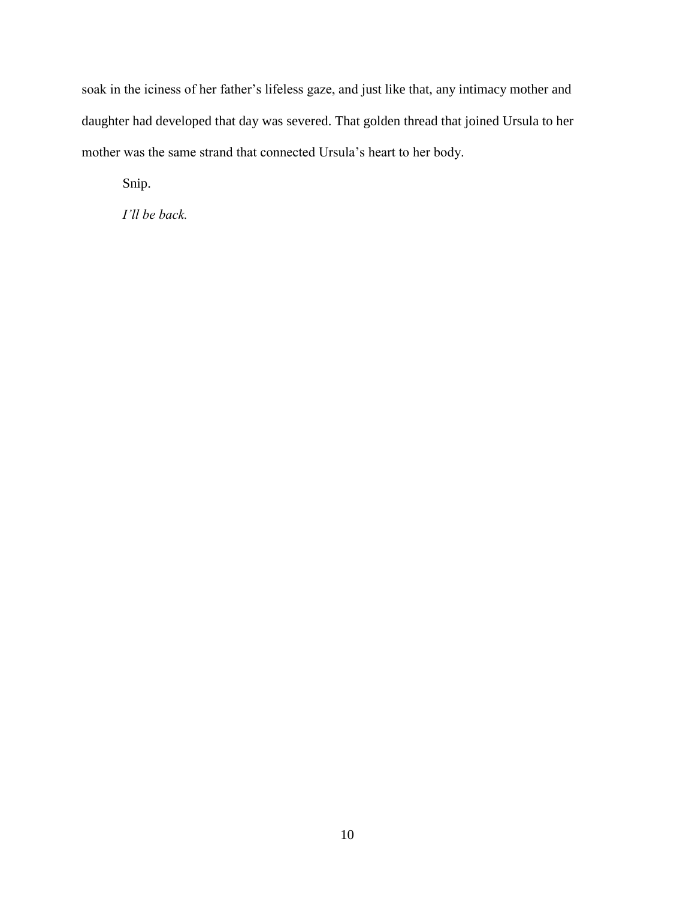soak in the iciness of her father's lifeless gaze, and just like that, any intimacy mother and daughter had developed that day was severed. That golden thread that joined Ursula to her mother was the same strand that connected Ursula's heart to her body.

Snip.

*I'll be back.*